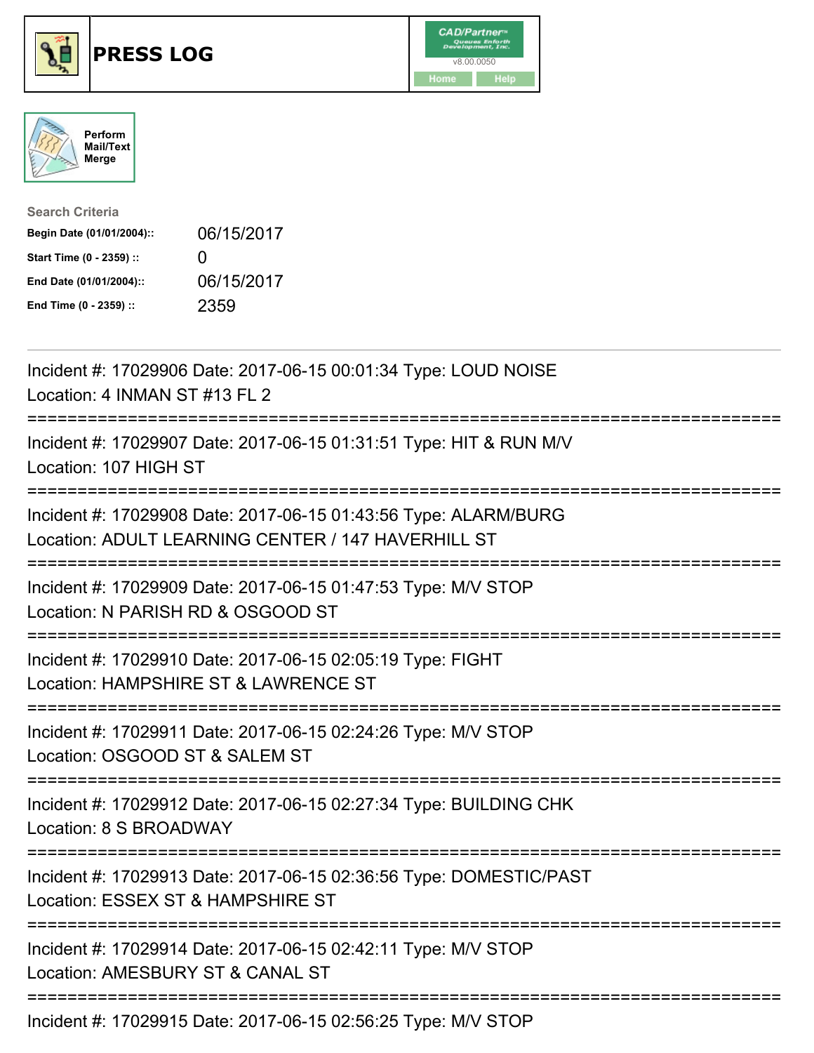# PRESS LOG

CAD/Partner v8.00.0050

Home Help

Perform Mail/Text Merge

**Search Criteria**

| | |
|---|---|
| **Begin Date (01/01/2004)::** | 06/15/2017 |
| **Start Time (0 - 2359) ::** | 0 |
| **End Date (01/01/2004)::** | 06/15/2017 |
| **End Time (0 - 2359) ::** | 2359 |

---

Incident #: 17029906 Date: 2017-06-15 00:01:34 Type: LOUD NOISE
Location: 4 INMAN ST #13 FL 2

===========================================================================

Incident #: 17029907 Date: 2017-06-15 01:31:51 Type: HIT & RUN M/V
Location: 107 HIGH ST

===========================================================================

Incident #: 17029908 Date: 2017-06-15 01:43:56 Type: ALARM/BURG
Location: ADULT LEARNING CENTER / 147 HAVERHILL ST

===========================================================================

Incident #: 17029909 Date: 2017-06-15 01:47:53 Type: M/V STOP
Location: N PARISH RD & OSGOOD ST

===========================================================================

Incident #: 17029910 Date: 2017-06-15 02:05:19 Type: FIGHT
Location: HAMPSHIRE ST & LAWRENCE ST

===========================================================================

Incident #: 17029911 Date: 2017-06-15 02:24:26 Type: M/V STOP
Location: OSGOOD ST & SALEM ST

===========================================================================

Incident #: 17029912 Date: 2017-06-15 02:27:34 Type: BUILDING CHK
Location: 8 S BROADWAY

===========================================================================

Incident #: 17029913 Date: 2017-06-15 02:36:56 Type: DOMESTIC/PAST
Location: ESSEX ST & HAMPSHIRE ST

===========================================================================

Incident #: 17029914 Date: 2017-06-15 02:42:11 Type: M/V STOP
Location: AMESBURY ST & CANAL ST

===========================================================================

Incident #: 17029915 Date: 2017-06-15 02:56:25 Type: M/V STOP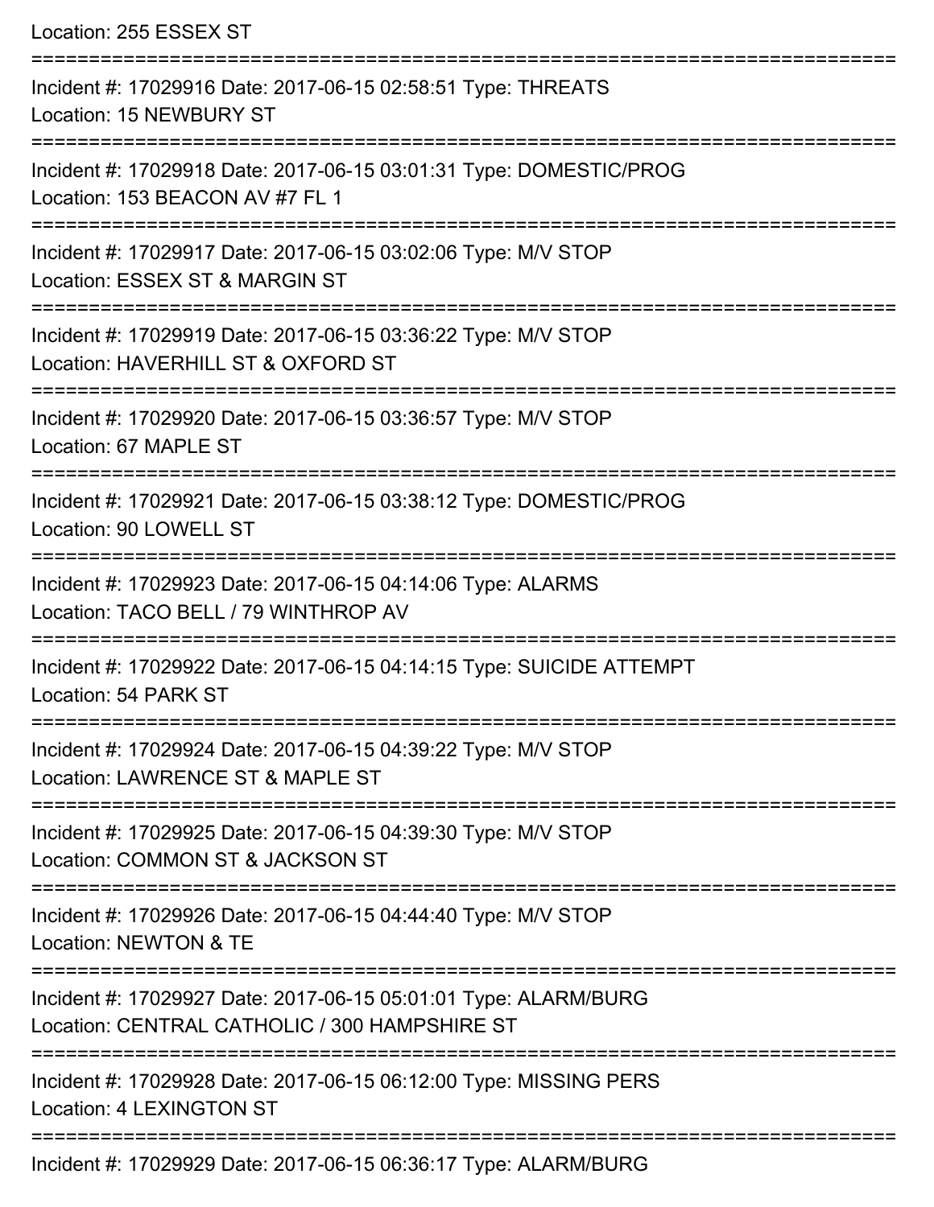Location: 255 ESSEX ST

===========================================================================

Incident #: 17029916 Date: 2017-06-15 02:58:51 Type: THREATS
Location: 15 NEWBURY ST

===========================================================================

Incident #: 17029918 Date: 2017-06-15 03:01:31 Type: DOMESTIC/PROG
Location: 153 BEACON AV #7 FL 1

===========================================================================

Incident #: 17029917 Date: 2017-06-15 03:02:06 Type: M/V STOP
Location: ESSEX ST & MARGIN ST

===========================================================================

Incident #: 17029919 Date: 2017-06-15 03:36:22 Type: M/V STOP
Location: HAVERHILL ST & OXFORD ST

===========================================================================

Incident #: 17029920 Date: 2017-06-15 03:36:57 Type: M/V STOP
Location: 67 MAPLE ST

===========================================================================

Incident #: 17029921 Date: 2017-06-15 03:38:12 Type: DOMESTIC/PROG
Location: 90 LOWELL ST

===========================================================================

Incident #: 17029923 Date: 2017-06-15 04:14:06 Type: ALARMS
Location: TACO BELL / 79 WINTHROP AV

===========================================================================

Incident #: 17029922 Date: 2017-06-15 04:14:15 Type: SUICIDE ATTEMPT
Location: 54 PARK ST

===========================================================================

Incident #: 17029924 Date: 2017-06-15 04:39:22 Type: M/V STOP
Location: LAWRENCE ST & MAPLE ST

===========================================================================

Incident #: 17029925 Date: 2017-06-15 04:39:30 Type: M/V STOP
Location: COMMON ST & JACKSON ST

===========================================================================

Incident #: 17029926 Date: 2017-06-15 04:44:40 Type: M/V STOP
Location: NEWTON & TE

===========================================================================

Incident #: 17029927 Date: 2017-06-15 05:01:01 Type: ALARM/BURG
Location: CENTRAL CATHOLIC / 300 HAMPSHIRE ST

===========================================================================

Incident #: 17029928 Date: 2017-06-15 06:12:00 Type: MISSING PERS
Location: 4 LEXINGTON ST

===========================================================================

Incident #: 17029929 Date: 2017-06-15 06:36:17 Type: ALARM/BURG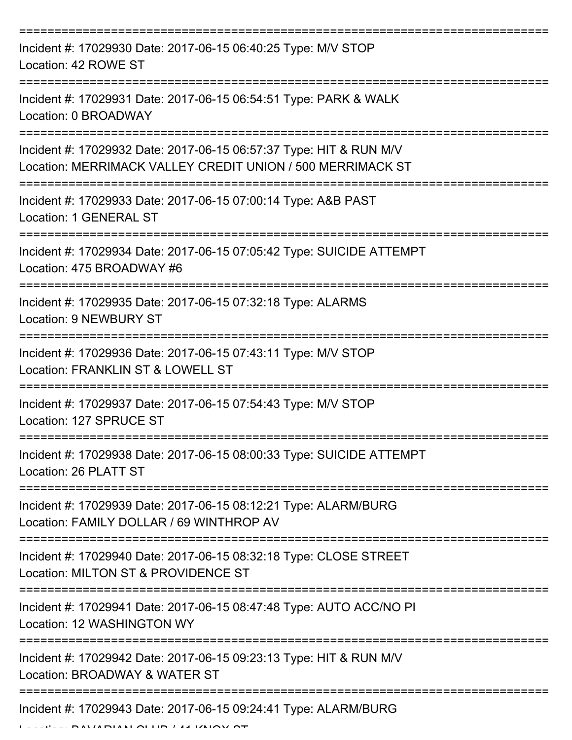===========================================================================

Incident #: 17029930 Date: 2017-06-15 06:40:25 Type: M/V STOP
Location: 42 ROWE ST

===========================================================================

Incident #: 17029931 Date: 2017-06-15 06:54:51 Type: PARK & WALK
Location: 0 BROADWAY

===========================================================================

Incident #: 17029932 Date: 2017-06-15 06:57:37 Type: HIT & RUN M/V
Location: MERRIMACK VALLEY CREDIT UNION / 500 MERRIMACK ST

===========================================================================

Incident #: 17029933 Date: 2017-06-15 07:00:14 Type: A&B PAST
Location: 1 GENERAL ST

===========================================================================

Incident #: 17029934 Date: 2017-06-15 07:05:42 Type: SUICIDE ATTEMPT
Location: 475 BROADWAY #6

===========================================================================

Incident #: 17029935 Date: 2017-06-15 07:32:18 Type: ALARMS
Location: 9 NEWBURY ST

===========================================================================

Incident #: 17029936 Date: 2017-06-15 07:43:11 Type: M/V STOP
Location: FRANKLIN ST & LOWELL ST

===========================================================================

Incident #: 17029937 Date: 2017-06-15 07:54:43 Type: M/V STOP
Location: 127 SPRUCE ST

===========================================================================

Incident #: 17029938 Date: 2017-06-15 08:00:33 Type: SUICIDE ATTEMPT
Location: 26 PLATT ST

===========================================================================

Incident #: 17029939 Date: 2017-06-15 08:12:21 Type: ALARM/BURG
Location: FAMILY DOLLAR / 69 WINTHROP AV

===========================================================================

Incident #: 17029940 Date: 2017-06-15 08:32:18 Type: CLOSE STREET
Location: MILTON ST & PROVIDENCE ST

===========================================================================

Incident #: 17029941 Date: 2017-06-15 08:47:48 Type: AUTO ACC/NO PI
Location: 12 WASHINGTON WY

===========================================================================

Incident #: 17029942 Date: 2017-06-15 09:23:13 Type: HIT & RUN M/V
Location: BROADWAY & WATER ST

===========================================================================

Incident #: 17029943 Date: 2017-06-15 09:24:41 Type: ALARM/BURG
Location: BAVARIAN CLUB / 41 KNOX ST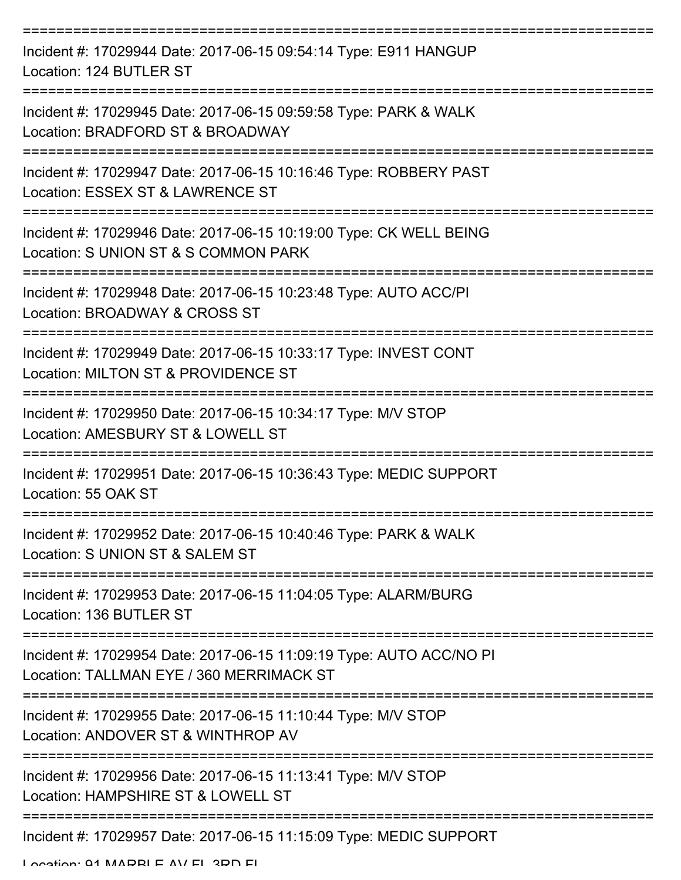===========================================================================

Incident #: 17029944 Date: 2017-06-15 09:54:14 Type: E911 HANGUP
Location: 124 BUTLER ST

===========================================================================

Incident #: 17029945 Date: 2017-06-15 09:59:58 Type: PARK & WALK
Location: BRADFORD ST & BROADWAY

===========================================================================

Incident #: 17029947 Date: 2017-06-15 10:16:46 Type: ROBBERY PAST
Location: ESSEX ST & LAWRENCE ST

===========================================================================

Incident #: 17029946 Date: 2017-06-15 10:19:00 Type: CK WELL BEING
Location: S UNION ST & S COMMON PARK

===========================================================================

Incident #: 17029948 Date: 2017-06-15 10:23:48 Type: AUTO ACC/PI
Location: BROADWAY & CROSS ST

===========================================================================

Incident #: 17029949 Date: 2017-06-15 10:33:17 Type: INVEST CONT
Location: MILTON ST & PROVIDENCE ST

===========================================================================

Incident #: 17029950 Date: 2017-06-15 10:34:17 Type: M/V STOP
Location: AMESBURY ST & LOWELL ST

===========================================================================

Incident #: 17029951 Date: 2017-06-15 10:36:43 Type: MEDIC SUPPORT
Location: 55 OAK ST

===========================================================================

Incident #: 17029952 Date: 2017-06-15 10:40:46 Type: PARK & WALK
Location: S UNION ST & SALEM ST

===========================================================================

Incident #: 17029953 Date: 2017-06-15 11:04:05 Type: ALARM/BURG
Location: 136 BUTLER ST

===========================================================================

Incident #: 17029954 Date: 2017-06-15 11:09:19 Type: AUTO ACC/NO PI
Location: TALLMAN EYE / 360 MERRIMACK ST

===========================================================================

Incident #: 17029955 Date: 2017-06-15 11:10:44 Type: M/V STOP
Location: ANDOVER ST & WINTHROP AV

===========================================================================

Incident #: 17029956 Date: 2017-06-15 11:13:41 Type: M/V STOP
Location: HAMPSHIRE ST & LOWELL ST

===========================================================================

Incident #: 17029957 Date: 2017-06-15 11:15:09 Type: MEDIC SUPPORT
Location: 91 MARBLE AV FL 3RD FL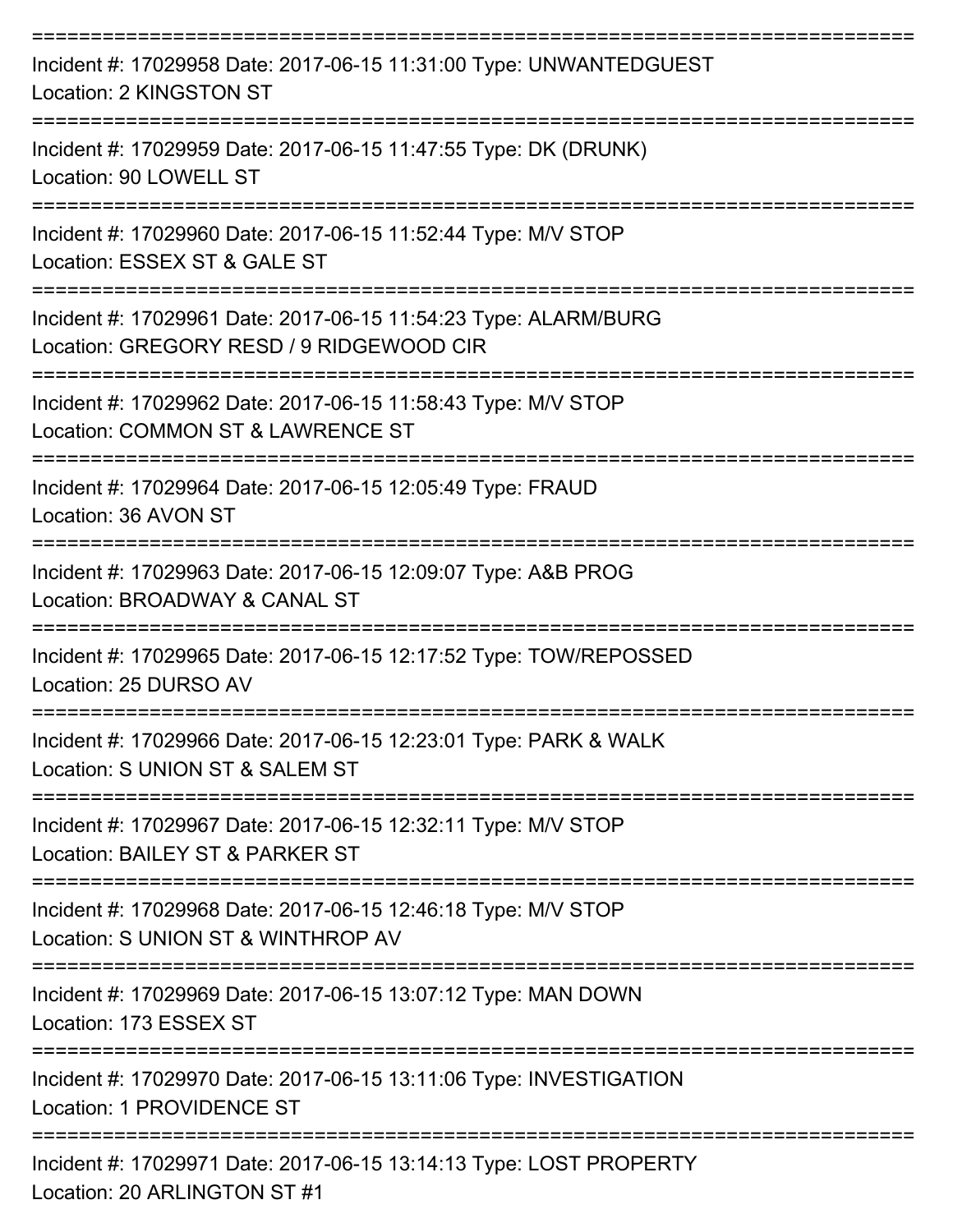---

Incident #: 17029958 Date: 2017-06-15 11:31:00 Type: UNWANTEDGUEST
Location: 2 KINGSTON ST

---

Incident #: 17029959 Date: 2017-06-15 11:47:55 Type: DK (DRUNK)
Location: 90 LOWELL ST

---

Incident #: 17029960 Date: 2017-06-15 11:52:44 Type: M/V STOP
Location: ESSEX ST & GALE ST

---

Incident #: 17029961 Date: 2017-06-15 11:54:23 Type: ALARM/BURG
Location: GREGORY RESD / 9 RIDGEWOOD CIR

---

Incident #: 17029962 Date: 2017-06-15 11:58:43 Type: M/V STOP
Location: COMMON ST & LAWRENCE ST

---

Incident #: 17029964 Date: 2017-06-15 12:05:49 Type: FRAUD
Location: 36 AVON ST

---

Incident #: 17029963 Date: 2017-06-15 12:09:07 Type: A&B PROG
Location: BROADWAY & CANAL ST

---

Incident #: 17029965 Date: 2017-06-15 12:17:52 Type: TOW/REPOSSED
Location: 25 DURSO AV

---

Incident #: 17029966 Date: 2017-06-15 12:23:01 Type: PARK & WALK
Location: S UNION ST & SALEM ST

---

Incident #: 17029967 Date: 2017-06-15 12:32:11 Type: M/V STOP
Location: BAILEY ST & PARKER ST

---

Incident #: 17029968 Date: 2017-06-15 12:46:18 Type: M/V STOP
Location: S UNION ST & WINTHROP AV

---

Incident #: 17029969 Date: 2017-06-15 13:07:12 Type: MAN DOWN
Location: 173 ESSEX ST

---

Incident #: 17029970 Date: 2017-06-15 13:11:06 Type: INVESTIGATION
Location: 1 PROVIDENCE ST

---

Incident #: 17029971 Date: 2017-06-15 13:14:13 Type: LOST PROPERTY
Location: 20 ARLINGTON ST #1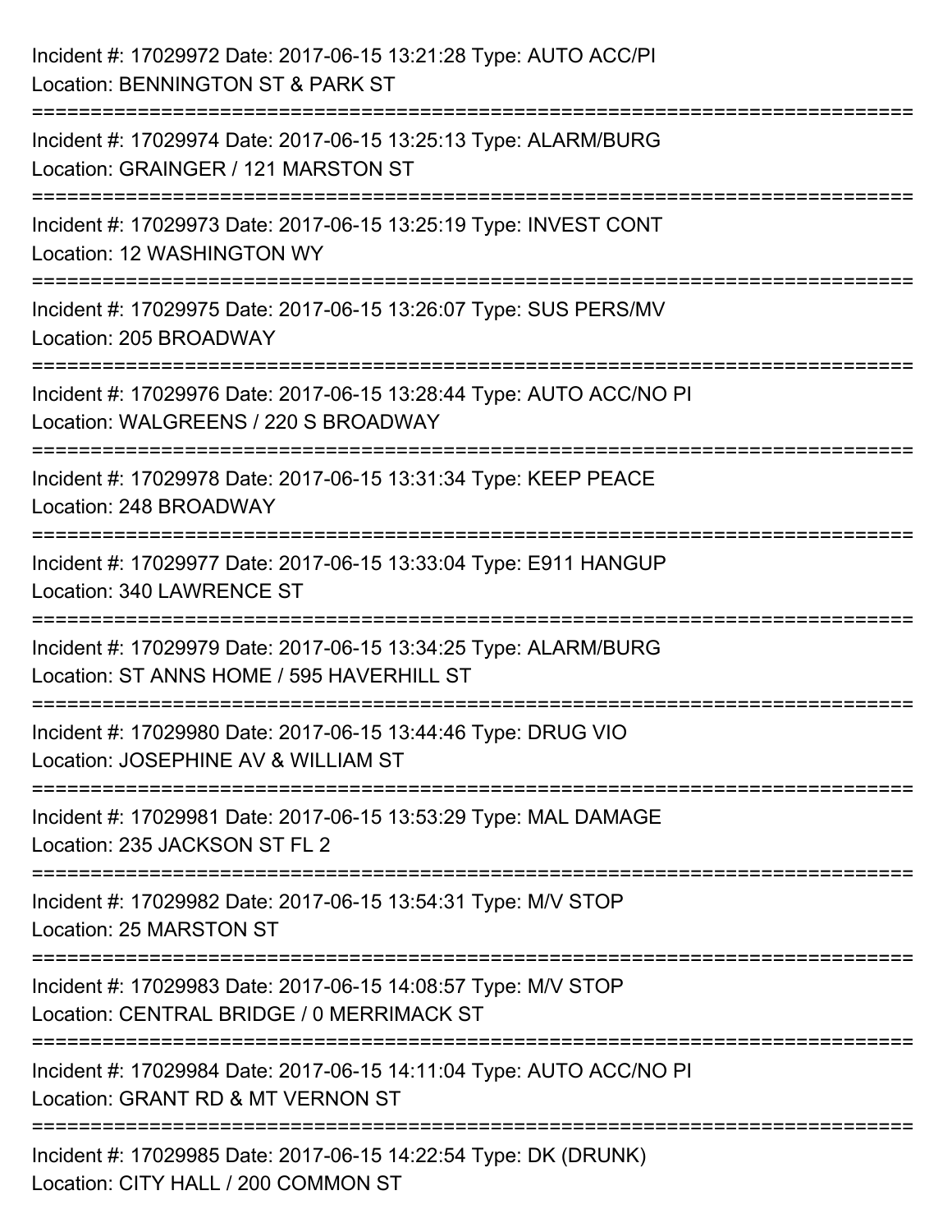Incident #: 17029972 Date: 2017-06-15 13:21:28 Type: AUTO ACC/PI
Location: BENNINGTON ST & PARK ST

===========================================================================

Incident #: 17029974 Date: 2017-06-15 13:25:13 Type: ALARM/BURG
Location: GRAINGER / 121 MARSTON ST

===========================================================================

Incident #: 17029973 Date: 2017-06-15 13:25:19 Type: INVEST CONT
Location: 12 WASHINGTON WY

===========================================================================

Incident #: 17029975 Date: 2017-06-15 13:26:07 Type: SUS PERS/MV
Location: 205 BROADWAY

===========================================================================

Incident #: 17029976 Date: 2017-06-15 13:28:44 Type: AUTO ACC/NO PI
Location: WALGREENS / 220 S BROADWAY

===========================================================================

Incident #: 17029978 Date: 2017-06-15 13:31:34 Type: KEEP PEACE
Location: 248 BROADWAY

===========================================================================

Incident #: 17029977 Date: 2017-06-15 13:33:04 Type: E911 HANGUP
Location: 340 LAWRENCE ST

===========================================================================

Incident #: 17029979 Date: 2017-06-15 13:34:25 Type: ALARM/BURG
Location: ST ANNS HOME / 595 HAVERHILL ST

===========================================================================

Incident #: 17029980 Date: 2017-06-15 13:44:46 Type: DRUG VIO
Location: JOSEPHINE AV & WILLIAM ST

===========================================================================

Incident #: 17029981 Date: 2017-06-15 13:53:29 Type: MAL DAMAGE
Location: 235 JACKSON ST FL 2

===========================================================================

Incident #: 17029982 Date: 2017-06-15 13:54:31 Type: M/V STOP
Location: 25 MARSTON ST

===========================================================================

Incident #: 17029983 Date: 2017-06-15 14:08:57 Type: M/V STOP
Location: CENTRAL BRIDGE / 0 MERRIMACK ST

===========================================================================

Incident #: 17029984 Date: 2017-06-15 14:11:04 Type: AUTO ACC/NO PI
Location: GRANT RD & MT VERNON ST

===========================================================================

Incident #: 17029985 Date: 2017-06-15 14:22:54 Type: DK (DRUNK)
Location: CITY HALL / 200 COMMON ST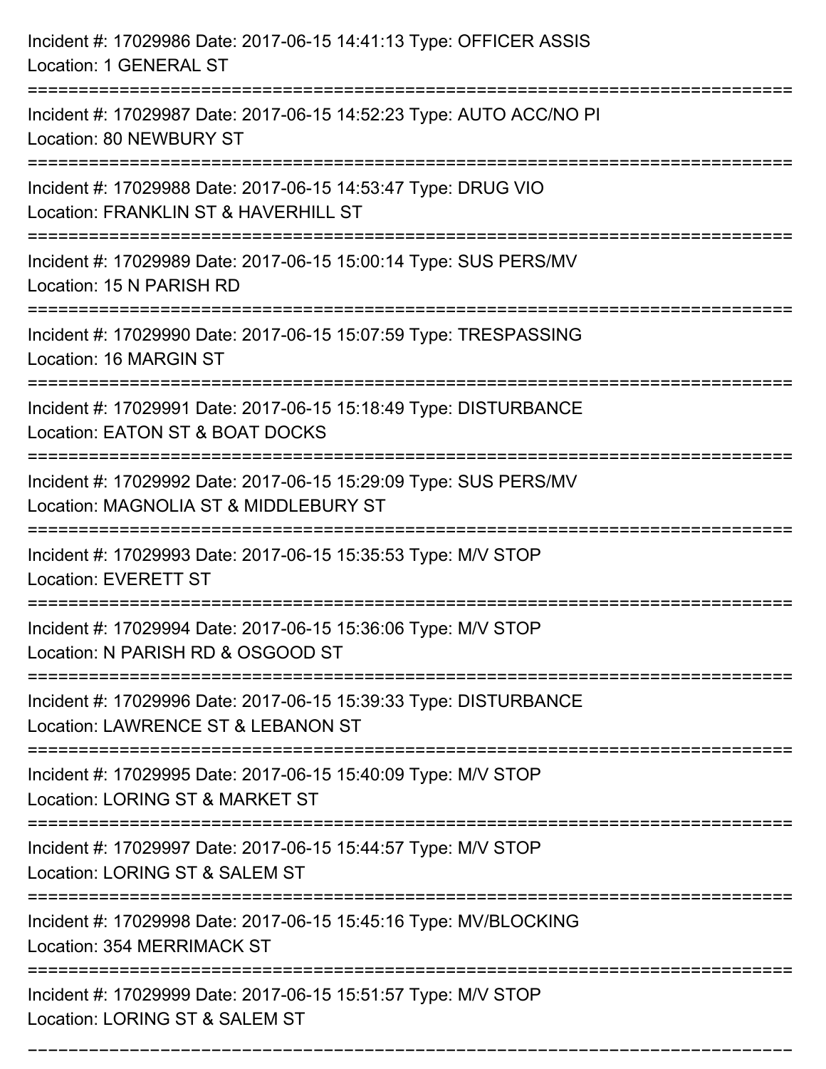Incident #: 17029986 Date: 2017-06-15 14:41:13 Type: OFFICER ASSIS
Location: 1 GENERAL ST

===========================================================================

Incident #: 17029987 Date: 2017-06-15 14:52:23 Type: AUTO ACC/NO PI
Location: 80 NEWBURY ST

===========================================================================

Incident #: 17029988 Date: 2017-06-15 14:53:47 Type: DRUG VIO
Location: FRANKLIN ST & HAVERHILL ST

===========================================================================

Incident #: 17029989 Date: 2017-06-15 15:00:14 Type: SUS PERS/MV
Location: 15 N PARISH RD

===========================================================================

Incident #: 17029990 Date: 2017-06-15 15:07:59 Type: TRESPASSING
Location: 16 MARGIN ST

===========================================================================

Incident #: 17029991 Date: 2017-06-15 15:18:49 Type: DISTURBANCE
Location: EATON ST & BOAT DOCKS

===========================================================================

Incident #: 17029992 Date: 2017-06-15 15:29:09 Type: SUS PERS/MV
Location: MAGNOLIA ST & MIDDLEBURY ST

===========================================================================

Incident #: 17029993 Date: 2017-06-15 15:35:53 Type: M/V STOP
Location: EVERETT ST

===========================================================================

Incident #: 17029994 Date: 2017-06-15 15:36:06 Type: M/V STOP
Location: N PARISH RD & OSGOOD ST

===========================================================================

Incident #: 17029996 Date: 2017-06-15 15:39:33 Type: DISTURBANCE
Location: LAWRENCE ST & LEBANON ST

===========================================================================

Incident #: 17029995 Date: 2017-06-15 15:40:09 Type: M/V STOP
Location: LORING ST & MARKET ST

===========================================================================

Incident #: 17029997 Date: 2017-06-15 15:44:57 Type: M/V STOP
Location: LORING ST & SALEM ST

===========================================================================

Incident #: 17029998 Date: 2017-06-15 15:45:16 Type: MV/BLOCKING
Location: 354 MERRIMACK ST

===========================================================================

Incident #: 17029999 Date: 2017-06-15 15:51:57 Type: M/V STOP
Location: LORING ST & SALEM ST

===========================================================================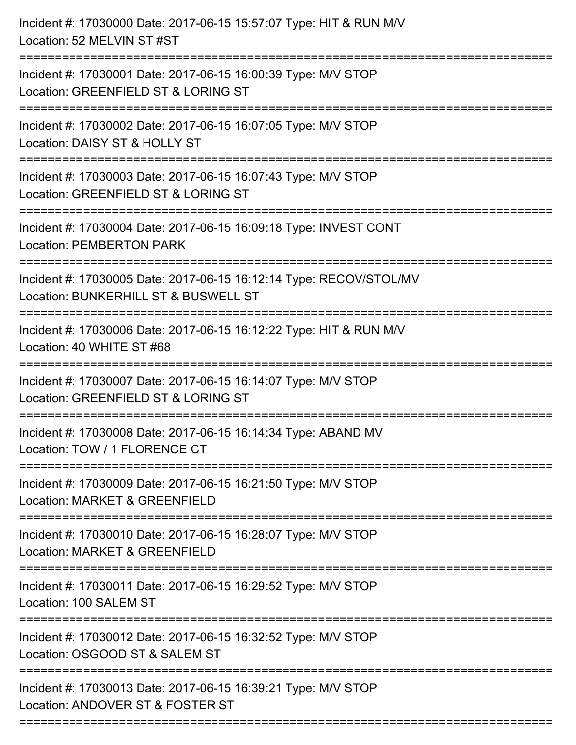Incident #: 17030000 Date: 2017-06-15 15:57:07 Type: HIT & RUN M/V
Location: 52 MELVIN ST #ST

===========================================================================

Incident #: 17030001 Date: 2017-06-15 16:00:39 Type: M/V STOP
Location: GREENFIELD ST & LORING ST

===========================================================================

Incident #: 17030002 Date: 2017-06-15 16:07:05 Type: M/V STOP
Location: DAISY ST & HOLLY ST

===========================================================================

Incident #: 17030003 Date: 2017-06-15 16:07:43 Type: M/V STOP
Location: GREENFIELD ST & LORING ST

===========================================================================

Incident #: 17030004 Date: 2017-06-15 16:09:18 Type: INVEST CONT
Location: PEMBERTON PARK

===========================================================================

Incident #: 17030005 Date: 2017-06-15 16:12:14 Type: RECOV/STOL/MV
Location: BUNKERHILL ST & BUSWELL ST

===========================================================================

Incident #: 17030006 Date: 2017-06-15 16:12:22 Type: HIT & RUN M/V
Location: 40 WHITE ST #68

===========================================================================

Incident #: 17030007 Date: 2017-06-15 16:14:07 Type: M/V STOP
Location: GREENFIELD ST & LORING ST

===========================================================================

Incident #: 17030008 Date: 2017-06-15 16:14:34 Type: ABAND MV
Location: TOW / 1 FLORENCE CT

===========================================================================

Incident #: 17030009 Date: 2017-06-15 16:21:50 Type: M/V STOP
Location: MARKET & GREENFIELD

===========================================================================

Incident #: 17030010 Date: 2017-06-15 16:28:07 Type: M/V STOP
Location: MARKET & GREENFIELD

===========================================================================

Incident #: 17030011 Date: 2017-06-15 16:29:52 Type: M/V STOP
Location: 100 SALEM ST

===========================================================================

Incident #: 17030012 Date: 2017-06-15 16:32:52 Type: M/V STOP
Location: OSGOOD ST & SALEM ST

===========================================================================

Incident #: 17030013 Date: 2017-06-15 16:39:21 Type: M/V STOP
Location: ANDOVER ST & FOSTER ST

===========================================================================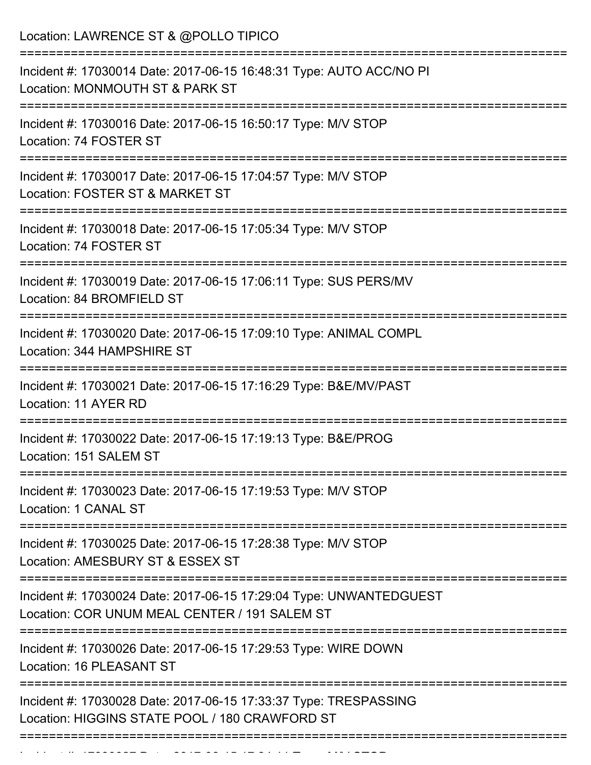Location: LAWRENCE ST & @POLLO TIPICO

===========================================================================

Incident #: 17030014 Date: 2017-06-15 16:48:31 Type: AUTO ACC/NO PI
Location: MONMOUTH ST & PARK ST

===========================================================================

Incident #: 17030016 Date: 2017-06-15 16:50:17 Type: M/V STOP
Location: 74 FOSTER ST

===========================================================================

Incident #: 17030017 Date: 2017-06-15 17:04:57 Type: M/V STOP
Location: FOSTER ST & MARKET ST

===========================================================================

Incident #: 17030018 Date: 2017-06-15 17:05:34 Type: M/V STOP
Location: 74 FOSTER ST

===========================================================================

Incident #: 17030019 Date: 2017-06-15 17:06:11 Type: SUS PERS/MV
Location: 84 BROMFIELD ST

===========================================================================

Incident #: 17030020 Date: 2017-06-15 17:09:10 Type: ANIMAL COMPL
Location: 344 HAMPSHIRE ST

===========================================================================

Incident #: 17030021 Date: 2017-06-15 17:16:29 Type: B&E/MV/PAST
Location: 11 AYER RD

===========================================================================

Incident #: 17030022 Date: 2017-06-15 17:19:13 Type: B&E/PROG
Location: 151 SALEM ST

===========================================================================

Incident #: 17030023 Date: 2017-06-15 17:19:53 Type: M/V STOP
Location: 1 CANAL ST

===========================================================================

Incident #: 17030025 Date: 2017-06-15 17:28:38 Type: M/V STOP
Location: AMESBURY ST & ESSEX ST

===========================================================================

Incident #: 17030024 Date: 2017-06-15 17:29:04 Type: UNWANTEDGUEST
Location: COR UNUM MEAL CENTER / 191 SALEM ST

===========================================================================

Incident #: 17030026 Date: 2017-06-15 17:29:53 Type: WIRE DOWN
Location: 16 PLEASANT ST

===========================================================================

Incident #: 17030028 Date: 2017-06-15 17:33:37 Type: TRESPASSING
Location: HIGGINS STATE POOL / 180 CRAWFORD ST

===========================================================================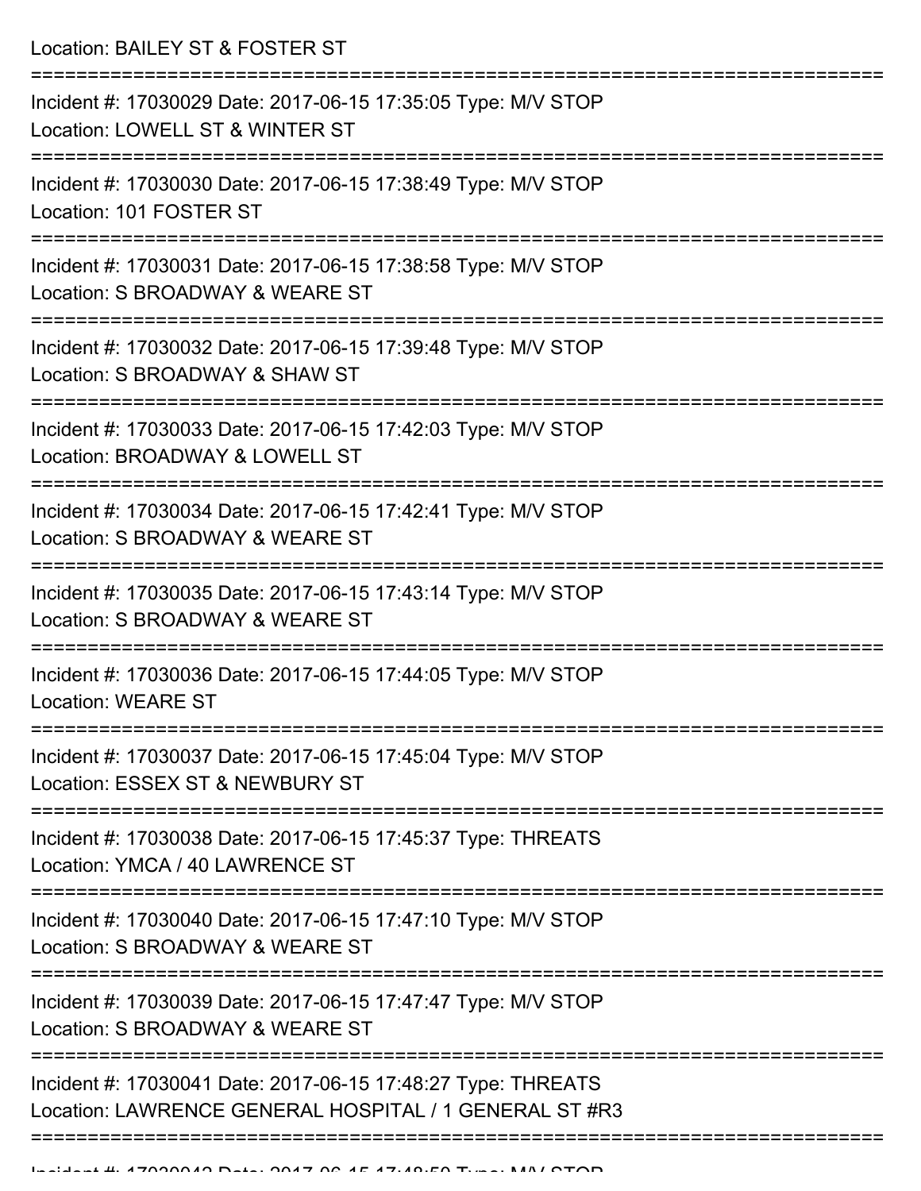Location: BAILEY ST & FOSTER ST

===========================================================================

Incident #: 17030029 Date: 2017-06-15 17:35:05 Type: M/V STOP
Location: LOWELL ST & WINTER ST

===========================================================================

Incident #: 17030030 Date: 2017-06-15 17:38:49 Type: M/V STOP
Location: 101 FOSTER ST

===========================================================================

Incident #: 17030031 Date: 2017-06-15 17:38:58 Type: M/V STOP
Location: S BROADWAY & WEARE ST

===========================================================================

Incident #: 17030032 Date: 2017-06-15 17:39:48 Type: M/V STOP
Location: S BROADWAY & SHAW ST

===========================================================================

Incident #: 17030033 Date: 2017-06-15 17:42:03 Type: M/V STOP
Location: BROADWAY & LOWELL ST

===========================================================================

Incident #: 17030034 Date: 2017-06-15 17:42:41 Type: M/V STOP
Location: S BROADWAY & WEARE ST

===========================================================================

Incident #: 17030035 Date: 2017-06-15 17:43:14 Type: M/V STOP
Location: S BROADWAY & WEARE ST

===========================================================================

Incident #: 17030036 Date: 2017-06-15 17:44:05 Type: M/V STOP
Location: WEARE ST

===========================================================================

Incident #: 17030037 Date: 2017-06-15 17:45:04 Type: M/V STOP
Location: ESSEX ST & NEWBURY ST

===========================================================================

Incident #: 17030038 Date: 2017-06-15 17:45:37 Type: THREATS
Location: YMCA / 40 LAWRENCE ST

===========================================================================

Incident #: 17030040 Date: 2017-06-15 17:47:10 Type: M/V STOP
Location: S BROADWAY & WEARE ST

===========================================================================

Incident #: 17030039 Date: 2017-06-15 17:47:47 Type: M/V STOP
Location: S BROADWAY & WEARE ST

===========================================================================

Incident #: 17030041 Date: 2017-06-15 17:48:27 Type: THREATS
Location: LAWRENCE GENERAL HOSPITAL / 1 GENERAL ST #R3

===========================================================================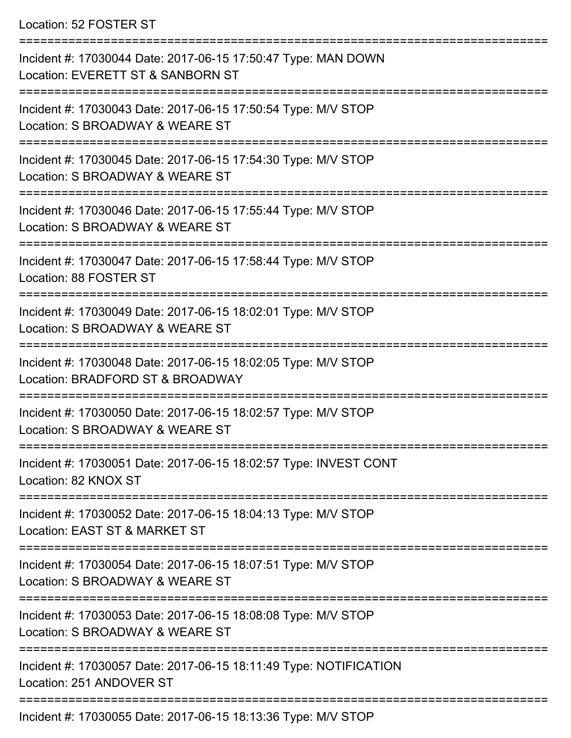Location: 52 FOSTER ST

===========================================================================

Incident #: 17030044 Date: 2017-06-15 17:50:47 Type: MAN DOWN
Location: EVERETT ST & SANBORN ST

===========================================================================

Incident #: 17030043 Date: 2017-06-15 17:50:54 Type: M/V STOP
Location: S BROADWAY & WEARE ST

===========================================================================

Incident #: 17030045 Date: 2017-06-15 17:54:30 Type: M/V STOP
Location: S BROADWAY & WEARE ST

===========================================================================

Incident #: 17030046 Date: 2017-06-15 17:55:44 Type: M/V STOP
Location: S BROADWAY & WEARE ST

===========================================================================

Incident #: 17030047 Date: 2017-06-15 17:58:44 Type: M/V STOP
Location: 88 FOSTER ST

===========================================================================

Incident #: 17030049 Date: 2017-06-15 18:02:01 Type: M/V STOP
Location: S BROADWAY & WEARE ST

===========================================================================

Incident #: 17030048 Date: 2017-06-15 18:02:05 Type: M/V STOP
Location: BRADFORD ST & BROADWAY

===========================================================================

Incident #: 17030050 Date: 2017-06-15 18:02:57 Type: M/V STOP
Location: S BROADWAY & WEARE ST

===========================================================================

Incident #: 17030051 Date: 2017-06-15 18:02:57 Type: INVEST CONT
Location: 82 KNOX ST

===========================================================================

Incident #: 17030052 Date: 2017-06-15 18:04:13 Type: M/V STOP
Location: EAST ST & MARKET ST

===========================================================================

Incident #: 17030054 Date: 2017-06-15 18:07:51 Type: M/V STOP
Location: S BROADWAY & WEARE ST

===========================================================================

Incident #: 17030053 Date: 2017-06-15 18:08:08 Type: M/V STOP
Location: S BROADWAY & WEARE ST

===========================================================================

Incident #: 17030057 Date: 2017-06-15 18:11:49 Type: NOTIFICATION
Location: 251 ANDOVER ST

===========================================================================

Incident #: 17030055 Date: 2017-06-15 18:13:36 Type: M/V STOP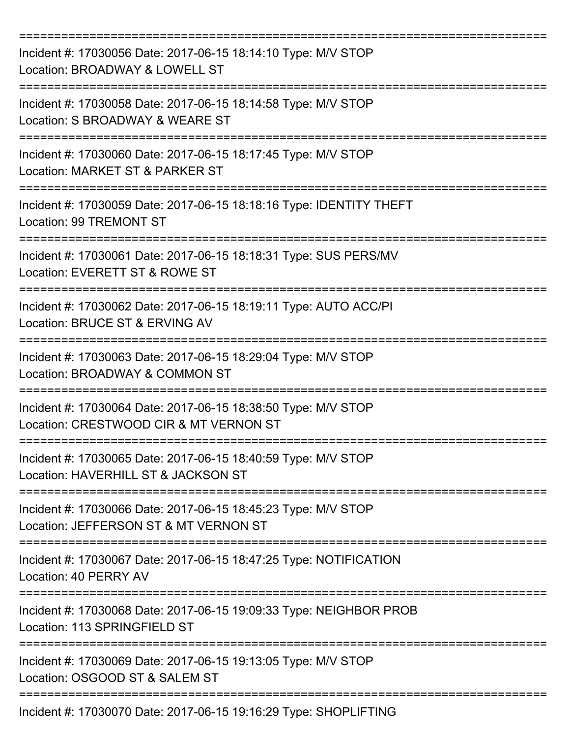===========================================================================

Incident #: 17030056 Date: 2017-06-15 18:14:10 Type: M/V STOP

Location: BROADWAY & LOWELL ST

===========================================================================

Incident #: 17030058 Date: 2017-06-15 18:14:58 Type: M/V STOP

Location: S BROADWAY & WEARE ST

===========================================================================

Incident #: 17030060 Date: 2017-06-15 18:17:45 Type: M/V STOP

Location: MARKET ST & PARKER ST

===========================================================================

Incident #: 17030059 Date: 2017-06-15 18:18:16 Type: IDENTITY THEFT

Location: 99 TREMONT ST

===========================================================================

Incident #: 17030061 Date: 2017-06-15 18:18:31 Type: SUS PERS/MV

Location: EVERETT ST & ROWE ST

===========================================================================

Incident #: 17030062 Date: 2017-06-15 18:19:11 Type: AUTO ACC/PI

Location: BRUCE ST & ERVING AV

===========================================================================

Incident #: 17030063 Date: 2017-06-15 18:29:04 Type: M/V STOP

Location: BROADWAY & COMMON ST

===========================================================================

Incident #: 17030064 Date: 2017-06-15 18:38:50 Type: M/V STOP

Location: CRESTWOOD CIR & MT VERNON ST

===========================================================================

Incident #: 17030065 Date: 2017-06-15 18:40:59 Type: M/V STOP

Location: HAVERHILL ST & JACKSON ST

===========================================================================

Incident #: 17030066 Date: 2017-06-15 18:45:23 Type: M/V STOP

Location: JEFFERSON ST & MT VERNON ST

===========================================================================

Incident #: 17030067 Date: 2017-06-15 18:47:25 Type: NOTIFICATION

Location: 40 PERRY AV

===========================================================================

Incident #: 17030068 Date: 2017-06-15 19:09:33 Type: NEIGHBOR PROB

Location: 113 SPRINGFIELD ST

===========================================================================

Incident #: 17030069 Date: 2017-06-15 19:13:05 Type: M/V STOP

Location: OSGOOD ST & SALEM ST

===========================================================================

Incident #: 17030070 Date: 2017-06-15 19:16:29 Type: SHOPLIFTING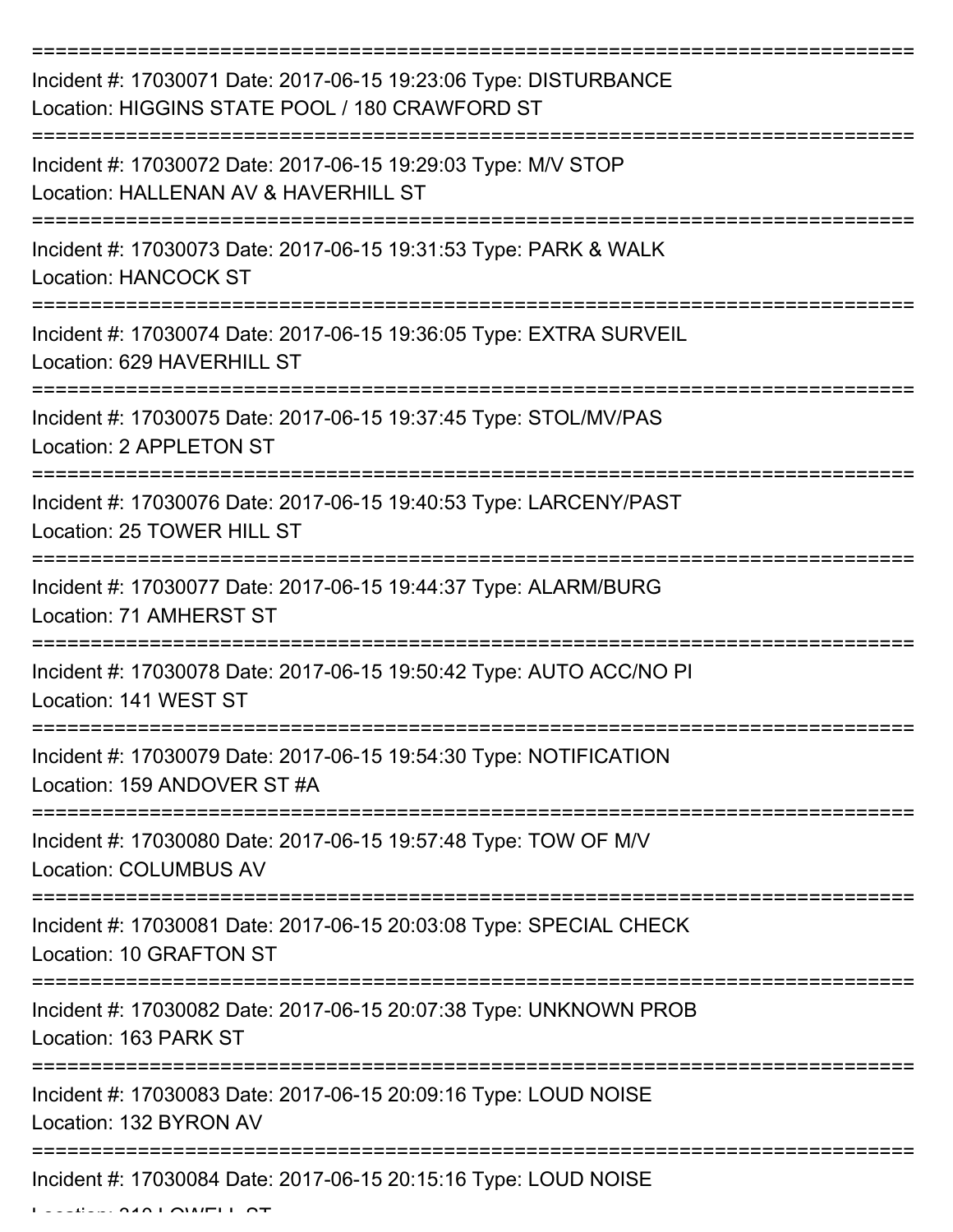===========================================================================

Incident #: 17030071 Date: 2017-06-15 19:23:06 Type: DISTURBANCE
Location: HIGGINS STATE POOL / 180 CRAWFORD ST

===========================================================================

Incident #: 17030072 Date: 2017-06-15 19:29:03 Type: M/V STOP
Location: HALLENAN AV & HAVERHILL ST

===========================================================================

Incident #: 17030073 Date: 2017-06-15 19:31:53 Type: PARK & WALK
Location: HANCOCK ST

===========================================================================

Incident #: 17030074 Date: 2017-06-15 19:36:05 Type: EXTRA SURVEIL
Location: 629 HAVERHILL ST

===========================================================================

Incident #: 17030075 Date: 2017-06-15 19:37:45 Type: STOL/MV/PAS
Location: 2 APPLETON ST

===========================================================================

Incident #: 17030076 Date: 2017-06-15 19:40:53 Type: LARCENY/PAST
Location: 25 TOWER HILL ST

===========================================================================

Incident #: 17030077 Date: 2017-06-15 19:44:37 Type: ALARM/BURG
Location: 71 AMHERST ST

===========================================================================

Incident #: 17030078 Date: 2017-06-15 19:50:42 Type: AUTO ACC/NO PI
Location: 141 WEST ST

===========================================================================

Incident #: 17030079 Date: 2017-06-15 19:54:30 Type: NOTIFICATION
Location: 159 ANDOVER ST #A

===========================================================================

Incident #: 17030080 Date: 2017-06-15 19:57:48 Type: TOW OF M/V
Location: COLUMBUS AV

===========================================================================

Incident #: 17030081 Date: 2017-06-15 20:03:08 Type: SPECIAL CHECK
Location: 10 GRAFTON ST

===========================================================================

Incident #: 17030082 Date: 2017-06-15 20:07:38 Type: UNKNOWN PROB
Location: 163 PARK ST

===========================================================================

Incident #: 17030083 Date: 2017-06-15 20:09:16 Type: LOUD NOISE
Location: 132 BYRON AV

===========================================================================

Incident #: 17030084 Date: 2017-06-15 20:15:16 Type: LOUD NOISE
Location: 310 LOWELL ST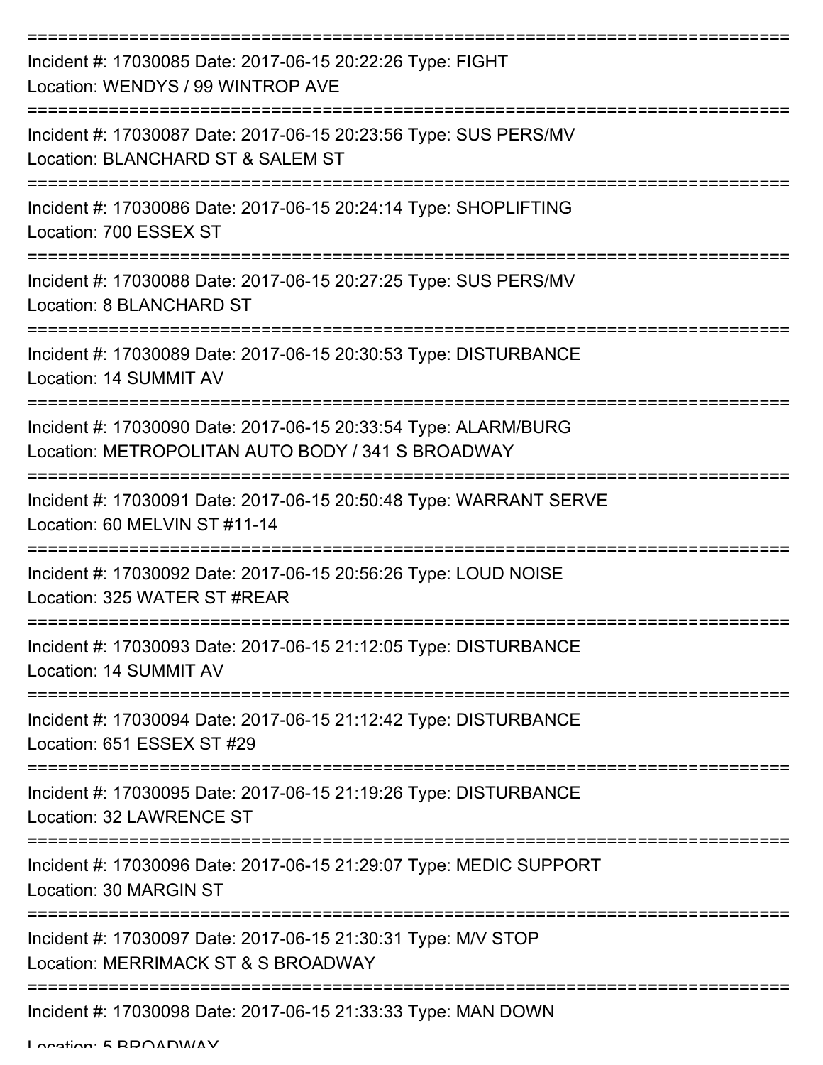===========================================================================

Incident #: 17030085 Date: 2017-06-15 20:22:26 Type: FIGHT
Location: WENDYS / 99 WINTROP AVE

===========================================================================

Incident #: 17030087 Date: 2017-06-15 20:23:56 Type: SUS PERS/MV
Location: BLANCHARD ST & SALEM ST

===========================================================================

Incident #: 17030086 Date: 2017-06-15 20:24:14 Type: SHOPLIFTING
Location: 700 ESSEX ST

===========================================================================

Incident #: 17030088 Date: 2017-06-15 20:27:25 Type: SUS PERS/MV
Location: 8 BLANCHARD ST

===========================================================================

Incident #: 17030089 Date: 2017-06-15 20:30:53 Type: DISTURBANCE
Location: 14 SUMMIT AV

===========================================================================

Incident #: 17030090 Date: 2017-06-15 20:33:54 Type: ALARM/BURG
Location: METROPOLITAN AUTO BODY / 341 S BROADWAY

===========================================================================

Incident #: 17030091 Date: 2017-06-15 20:50:48 Type: WARRANT SERVE
Location: 60 MELVIN ST #11-14

===========================================================================

Incident #: 17030092 Date: 2017-06-15 20:56:26 Type: LOUD NOISE
Location: 325 WATER ST #REAR

===========================================================================

Incident #: 17030093 Date: 2017-06-15 21:12:05 Type: DISTURBANCE
Location: 14 SUMMIT AV

===========================================================================

Incident #: 17030094 Date: 2017-06-15 21:12:42 Type: DISTURBANCE
Location: 651 ESSEX ST #29

===========================================================================

Incident #: 17030095 Date: 2017-06-15 21:19:26 Type: DISTURBANCE
Location: 32 LAWRENCE ST

===========================================================================

Incident #: 17030096 Date: 2017-06-15 21:29:07 Type: MEDIC SUPPORT
Location: 30 MARGIN ST

===========================================================================

Incident #: 17030097 Date: 2017-06-15 21:30:31 Type: M/V STOP
Location: MERRIMACK ST & S BROADWAY

===========================================================================

Incident #: 17030098 Date: 2017-06-15 21:33:33 Type: MAN DOWN
Location: 5 BROADWAY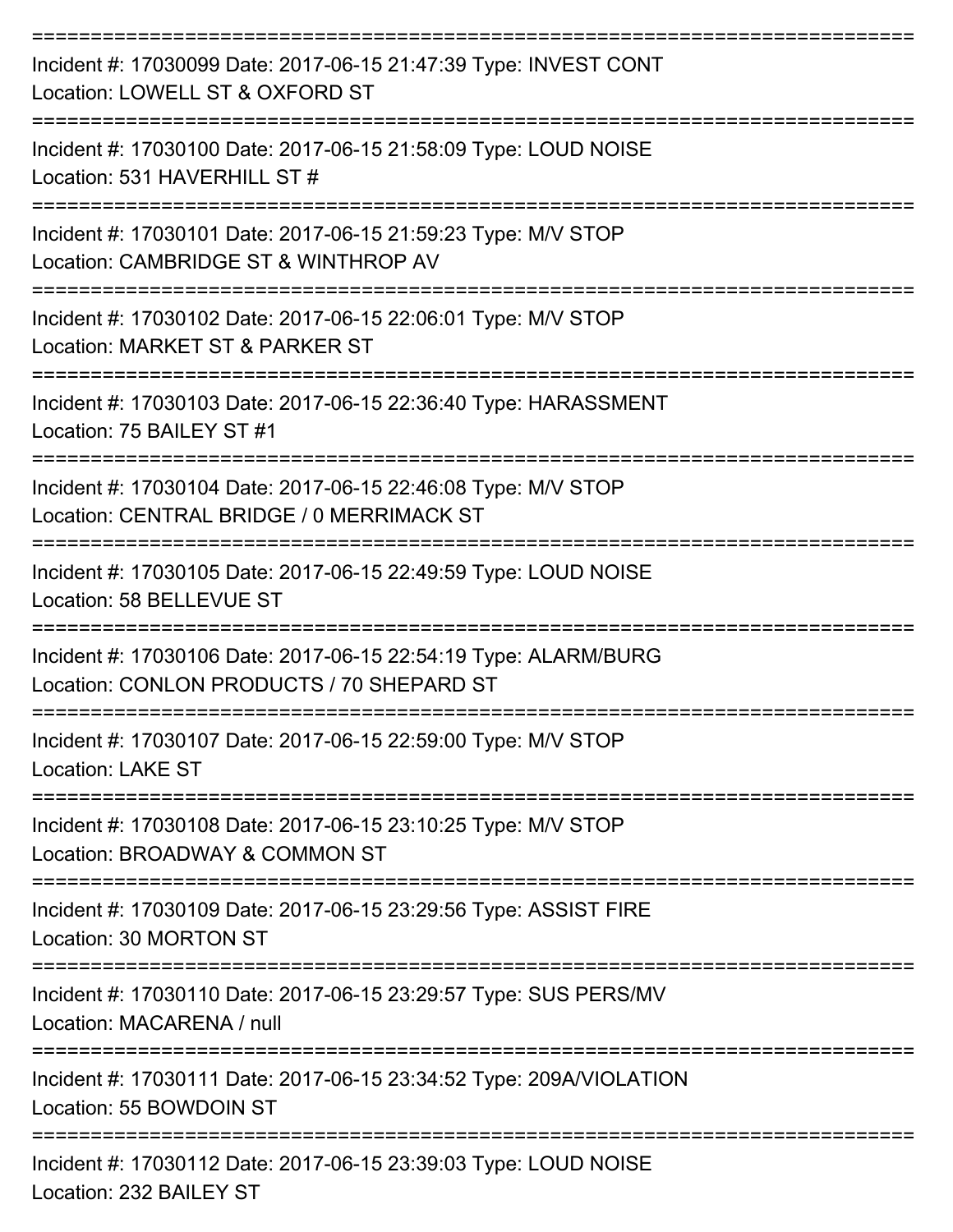===========================================================================

Incident #: 17030099 Date: 2017-06-15 21:47:39 Type: INVEST CONT
Location: LOWELL ST & OXFORD ST

===========================================================================

Incident #: 17030100 Date: 2017-06-15 21:58:09 Type: LOUD NOISE
Location: 531 HAVERHILL ST #

===========================================================================

Incident #: 17030101 Date: 2017-06-15 21:59:23 Type: M/V STOP
Location: CAMBRIDGE ST & WINTHROP AV

===========================================================================

Incident #: 17030102 Date: 2017-06-15 22:06:01 Type: M/V STOP
Location: MARKET ST & PARKER ST

===========================================================================

Incident #: 17030103 Date: 2017-06-15 22:36:40 Type: HARASSMENT
Location: 75 BAILEY ST #1

===========================================================================

Incident #: 17030104 Date: 2017-06-15 22:46:08 Type: M/V STOP
Location: CENTRAL BRIDGE / 0 MERRIMACK ST

===========================================================================

Incident #: 17030105 Date: 2017-06-15 22:49:59 Type: LOUD NOISE
Location: 58 BELLEVUE ST

===========================================================================

Incident #: 17030106 Date: 2017-06-15 22:54:19 Type: ALARM/BURG
Location: CONLON PRODUCTS / 70 SHEPARD ST

===========================================================================

Incident #: 17030107 Date: 2017-06-15 22:59:00 Type: M/V STOP
Location: LAKE ST

===========================================================================

Incident #: 17030108 Date: 2017-06-15 23:10:25 Type: M/V STOP
Location: BROADWAY & COMMON ST

===========================================================================

Incident #: 17030109 Date: 2017-06-15 23:29:56 Type: ASSIST FIRE
Location: 30 MORTON ST

===========================================================================

Incident #: 17030110 Date: 2017-06-15 23:29:57 Type: SUS PERS/MV
Location: MACARENA / null

===========================================================================

Incident #: 17030111 Date: 2017-06-15 23:34:52 Type: 209A/VIOLATION
Location: 55 BOWDOIN ST

===========================================================================

Incident #: 17030112 Date: 2017-06-15 23:39:03 Type: LOUD NOISE
Location: 232 BAILEY ST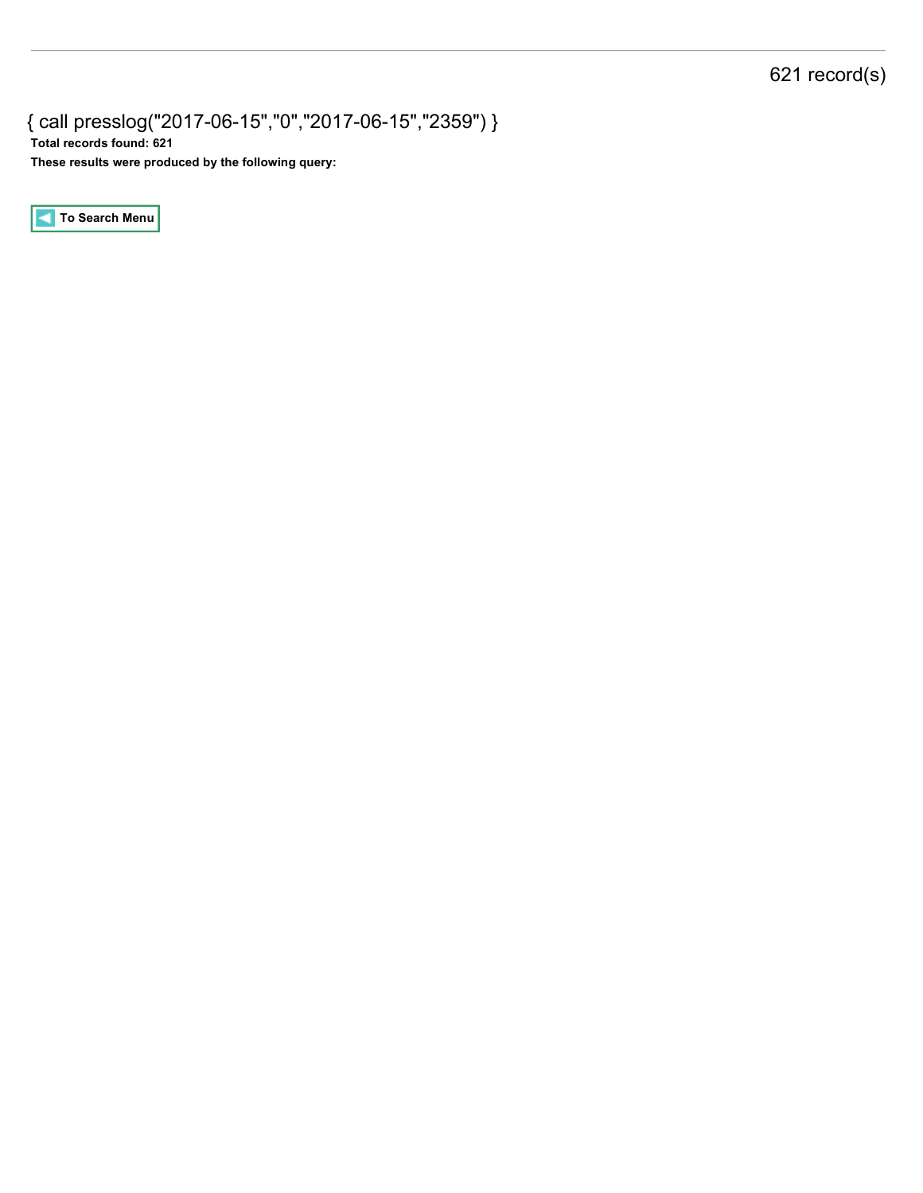621 record(s)

{ call presslog("2017-06-15","0","2017-06-15","2359") }

**Total records found: 621**

**These results were produced by the following query:**

**To Search Menu**